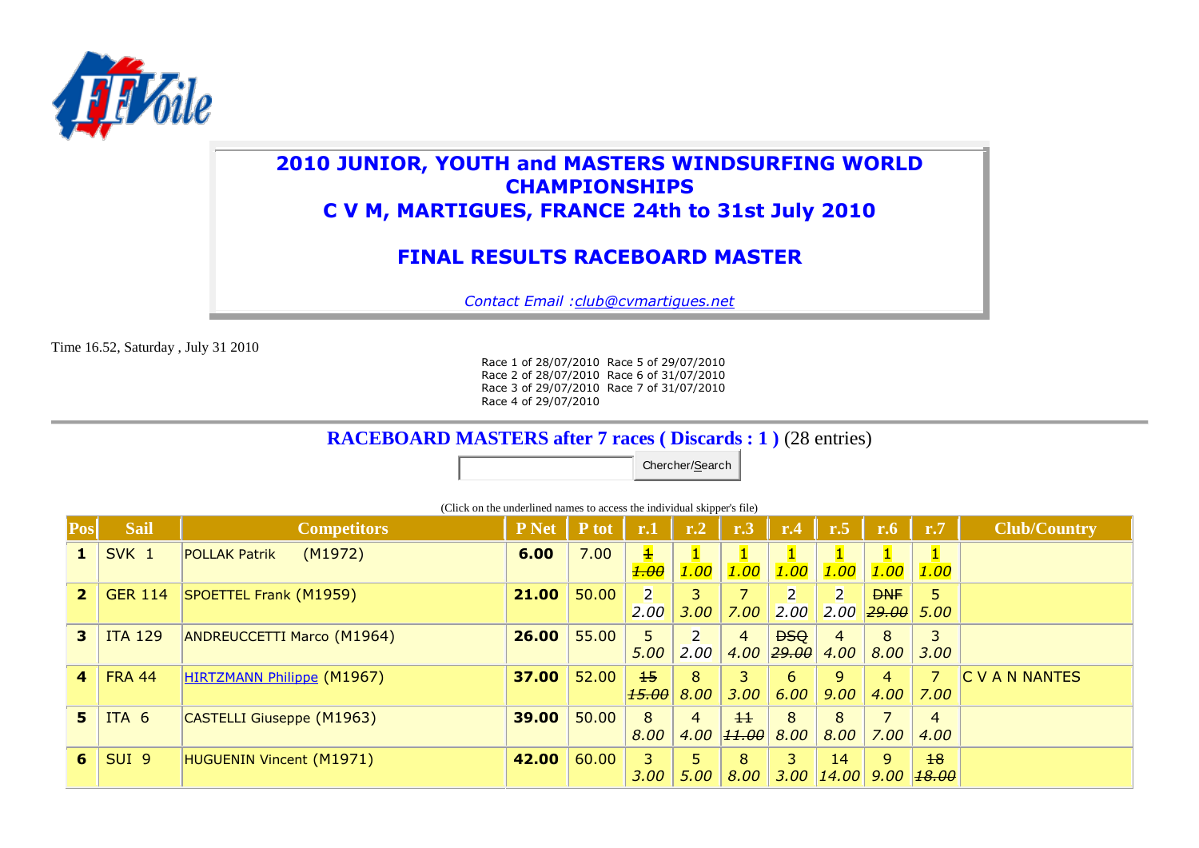# 2010 JUNIOR, YOUTH and MASTERS WINDSURFING WORLD CHAMPIONSHIPS
# C V M, MARTIGUES, FRANCE 24th to 31st July 2010

## FINAL RESULTS RACEBOARD MASTER

*Contact Email :club@cvmartigues.net*

Time 16.52, Saturday , July 31 2010

Race 1 of 28/07/2010 Race 5 of 29/07/2010
Race 2 of 28/07/2010 Race 6 of 31/07/2010
Race 3 of 29/07/2010 Race 7 of 31/07/2010
Race 4 of 29/07/2010

## RACEBOARD MASTERS after 7 races ( Discards : 1 ) (28 entries)

Chercher/Search

(Click on the underlined names to access the individual skipper's file)

| Pos | Sail | Competitors | P Net | P tot | r.1 | r.2 | r.3 | r.4 | r.5 | r.6 | r.7 | Club/Country |
|---|---|---|---|---|---|---|---|---|---|---|---|---|
| **1** | SVK 1 | POLLAK Patrik (M1972) | **6.00** | 7.00 | ~~1~~ ~~*1.00*~~ | 1 *1.00* | 1 *1.00* | 1 *1.00* | 1 *1.00* | 1 *1.00* | 1 *1.00* | |
| **2** | GER 114 | SPOETTEL Frank (M1959) | **21.00** | 50.00 | 2 *2.00* | 3 *3.00* | 7 *7.00* | 2 *2.00* | 2 *2.00* | ~~DNF~~ ~~*29.00*~~ | 5 *5.00* | |
| **3** | ITA 129 | ANDREUCCETTI Marco (M1964) | **26.00** | 55.00 | 5 *5.00* | 2 *2.00* | 4 *4.00* | ~~DSQ~~ ~~*29.00*~~ | 4 *4.00* | 8 *8.00* | 3 *3.00* | |
| **4** | FRA 44 | HIRTZMANN Philippe (M1967) | **37.00** | 52.00 | ~~15~~ ~~*15.00*~~ | 8 *8.00* | 3 *3.00* | 6 *6.00* | 9 *9.00* | 4 *4.00* | 7 *7.00* | C V A N NANTES |
| **5** | ITA 6 | CASTELLI Giuseppe (M1963) | **39.00** | 50.00 | 8 *8.00* | 4 *4.00* | ~~11~~ ~~*11.00*~~ | 8 *8.00* | 8 *8.00* | 7 *7.00* | 4 *4.00* | |
| **6** | SUI 9 | HUGUENIN Vincent (M1971) | **42.00** | 60.00 | 3 *3.00* | 5 *5.00* | 8 *8.00* | 3 *3.00* | 14 *14.00* | 9 *9.00* | ~~18~~ ~~*18.00*~~ | |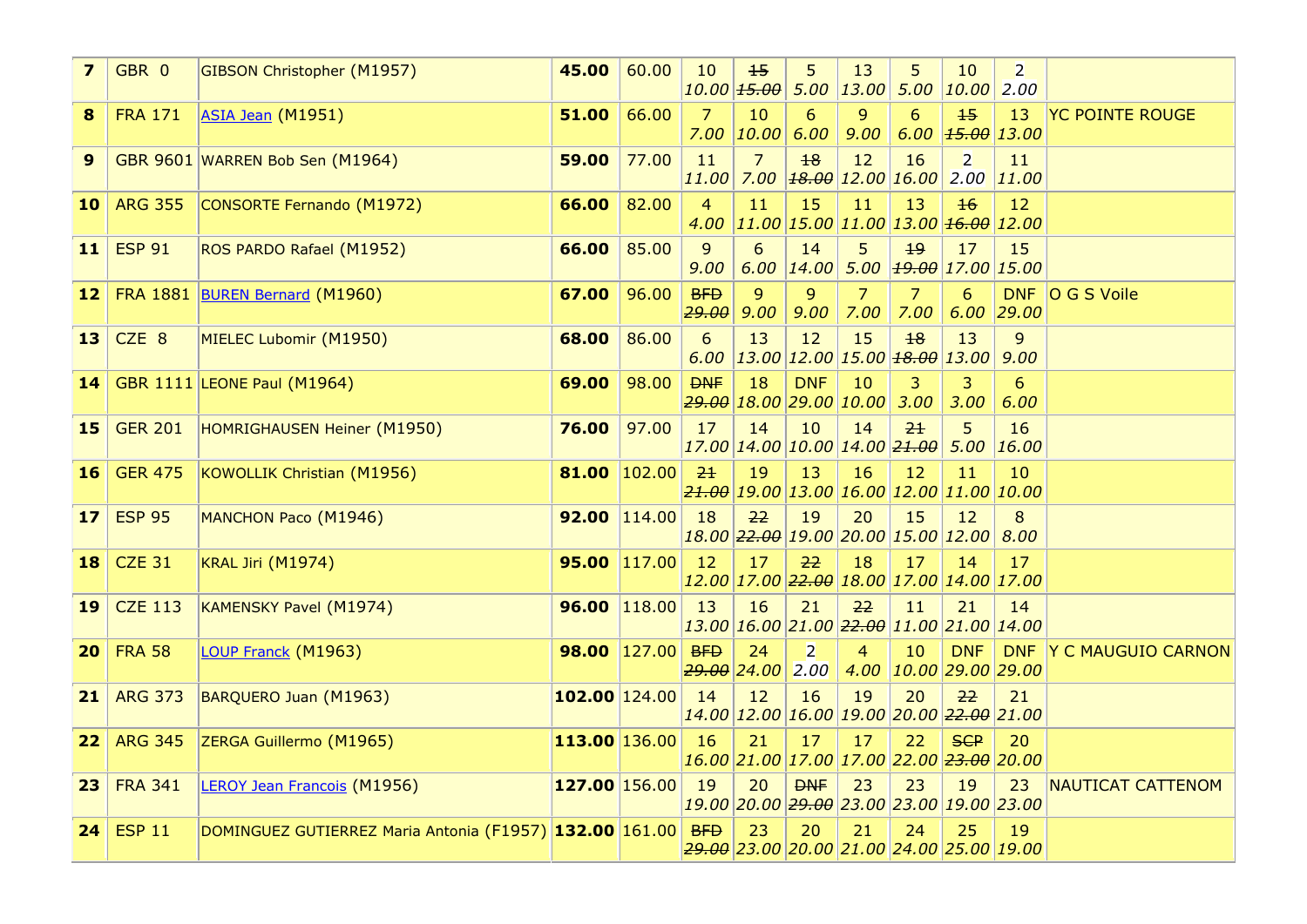| 7 | GBR 0 | GIBSON Christopher (M1957) | **45.00** | 60.00 | 10 10.00 | ~~15 15.00~~ | 5 5.00 | 13 13.00 | 5 5.00 | 10 10.00 | 2 2.00 | |
|---|---|---|---|---|---|---|---|---|---|---|---|---|
| **8** | FRA 171 | [ASIA Jean](#) (M1951) | **51.00** | 66.00 | 7 7.00 | 10 10.00 | 6 6.00 | 9 9.00 | 6 6.00 | ~~15 15.00~~ | 13 13.00 | YC POINTE ROUGE |
| **9** | GBR 9601 | WARREN Bob Sen (M1964) | **59.00** | 77.00 | 11 11.00 | 7 7.00 | ~~18 18.00~~ | 12 12.00 | 16 16.00 | 2 2.00 | 11 11.00 | |
| **10** | ARG 355 | CONSORTE Fernando (M1972) | **66.00** | 82.00 | 4 4.00 | 11 11.00 | 15 15.00 | 11 11.00 | 13 13.00 | ~~16 16.00~~ | 12 12.00 | |
| **11** | ESP 91 | ROS PARDO Rafael (M1952) | **66.00** | 85.00 | 9 9.00 | 6 6.00 | 14 14.00 | 5 5.00 | ~~19 19.00~~ | 17 17.00 | 15 15.00 | |
| **12** | FRA 1881 | [BUREN Bernard](#) (M1960) | **67.00** | 96.00 | ~~BFD 29.00~~ | 9 9.00 | 9 9.00 | 7 7.00 | 7 7.00 | 6 6.00 | DNF 29.00 | O G S Voile |
| **13** | CZE 8 | MIELEC Lubomir (M1950) | **68.00** | 86.00 | 6 6.00 | 13 13.00 | 12 12.00 | 15 15.00 | ~~18 18.00~~ | 13 13.00 | 9 9.00 | |
| **14** | GBR 1111 | LEONE Paul (M1964) | **69.00** | 98.00 | ~~DNF 29.00~~ | 18 18.00 | DNF 29.00 | 10 10.00 | 3 3.00 | 3 3.00 | 6 6.00 | |
| **15** | GER 201 | HOMRIGHAUSEN Heiner (M1950) | **76.00** | 97.00 | 17 17.00 | 14 14.00 | 10 10.00 | 14 14.00 | ~~21 21.00~~ | 5 5.00 | 16 16.00 | |
| **16** | GER 475 | KOWOLLIK Christian (M1956) | **81.00** | 102.00 | ~~21 21.00~~ | 19 19.00 | 13 13.00 | 16 16.00 | 12 12.00 | 11 11.00 | 10 10.00 | |
| **17** | ESP 95 | MANCHON Paco (M1946) | **92.00** | 114.00 | 18 18.00 | ~~22 22.00~~ | 19 19.00 | 20 20.00 | 15 15.00 | 12 12.00 | 8 8.00 | |
| **18** | CZE 31 | KRAL Jiri (M1974) | **95.00** | 117.00 | 12 12.00 | 17 17.00 | ~~22 22.00~~ | 18 18.00 | 17 17.00 | 14 14.00 | 17 17.00 | |
| **19** | CZE 113 | KAMENSKY Pavel (M1974) | **96.00** | 118.00 | 13 13.00 | 16 16.00 | 21 21.00 | ~~22 22.00~~ | 11 11.00 | 21 21.00 | 14 14.00 | |
| **20** | FRA 58 | [LOUP Franck](#) (M1963) | **98.00** | 127.00 | ~~BFD 29.00~~ | 24 24.00 | 2 2.00 | 4 4.00 | 10 10.00 | DNF 29.00 | DNF 29.00 | Y C MAUGUIO CARNON |
| **21** | ARG 373 | BARQUERO Juan (M1963) | **102.00** | 124.00 | 14 14.00 | 12 12.00 | 16 16.00 | 19 19.00 | 20 20.00 | ~~22 22.00~~ | 21 21.00 | |
| **22** | ARG 345 | ZERGA Guillermo (M1965) | **113.00** | 136.00 | 16 16.00 | 21 21.00 | 17 17.00 | 17 17.00 | 22 22.00 | ~~SCP 23.00~~ | 20 20.00 | |
| **23** | FRA 341 | [LEROY Jean Francois](#) (M1956) | **127.00** | 156.00 | 19 19.00 | 20 20.00 | ~~DNF 29.00~~ | 23 23.00 | 23 23.00 | 19 19.00 | 23 23.00 | NAUTICAT CATTENOM |
| **24** | ESP 11 | DOMINGUEZ GUTIERREZ Maria Antonia (F1957) | **132.00** | 161.00 | ~~BFD 29.00~~ | 23 23.00 | 20 20.00 | 21 21.00 | 24 24.00 | 25 25.00 | 19 19.00 | |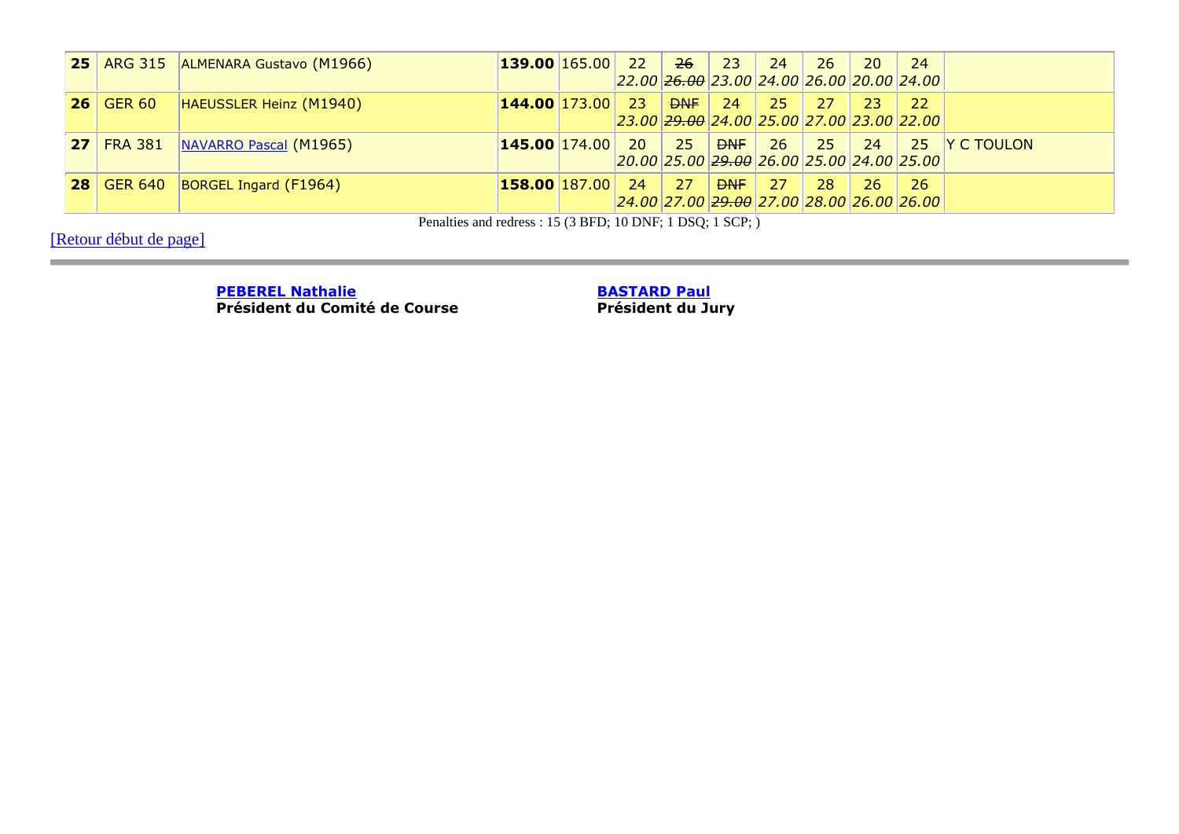| **25** | ARG 315 | ALMENARA Gustavo (M1966) | **139.00** | 165.00 | 22 *22.00* | ~~26~~ *~~26.00~~* | 23 *23.00* | 24 *24.00* | 26 *26.00* | 20 *20.00* | 24 *24.00* | |
|---|---|---|---|---|---|---|---|---|---|---|---|---|
| **26** | GER 60 | HAEUSSLER Heinz (M1940) | **144.00** | 173.00 | 23 *23.00* | ~~DNF~~ *~~29.00~~* | 24 *24.00* | 25 *25.00* | 27 *27.00* | 23 *23.00* | 22 *22.00* | |
| **27** | FRA 381 | NAVARRO Pascal (M1965) | **145.00** | 174.00 | 20 *20.00* | 25 *25.00* | ~~DNF~~ *~~29.00~~* | 26 *26.00* | 25 *25.00* | 24 *24.00* | 25 *25.00* | Y C TOULON |
| **28** | GER 640 | BORGEL Ingard (F1964) | **158.00** | 187.00 | 24 *24.00* | 27 *27.00* | ~~DNF~~ *~~29.00~~* | 27 *27.00* | 28 *28.00* | 26 *26.00* | 26 *26.00* | |

Penalties and redress : 15 (3 BFD; 10 DNF; 1 DSQ; 1 SCP; )

[Retour début de page]

---

**PEBEREL Nathalie**
**Président du Comité de Course**

**BASTARD Paul**
**Président du Jury**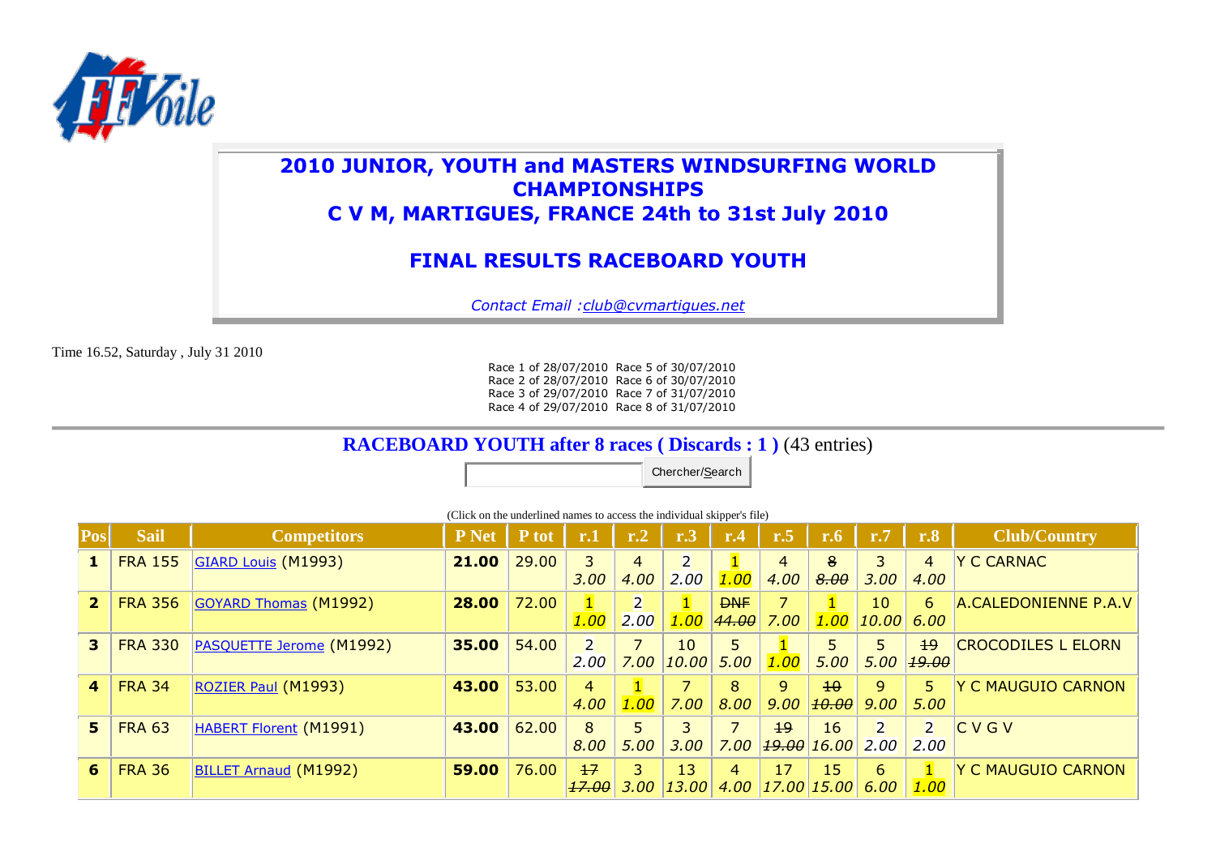# 2010 JUNIOR, YOUTH and MASTERS WINDSURFING WORLD CHAMPIONSHIPS

## C V M, MARTIGUES, FRANCE 24th to 31st July 2010

## FINAL RESULTS RACEBOARD YOUTH

*Contact Email : club@cvmartigues.net*

Time 16.52, Saturday , July 31 2010

Race 1 of 28/07/2010 Race 5 of 30/07/2010
Race 2 of 28/07/2010 Race 6 of 30/07/2010
Race 3 of 29/07/2010 Race 7 of 31/07/2010
Race 4 of 29/07/2010 Race 8 of 31/07/2010

**RACEBOARD YOUTH after 8 races ( Discards : 1 )** (43 entries)

Chercher/Search

(Click on the underlined names to access the individual skipper's file)

| Pos | Sail | Competitors | P Net | P tot | r.1 | r.2 | r.3 | r.4 | r.5 | r.6 | r.7 | r.8 | Club/Country |
|---|---|---|---|---|---|---|---|---|---|---|---|---|---|
| **1** | FRA 155 | GIARD Louis (M1993) | **21.00** | 29.00 | 3 *3.00* | 4 *4.00* | 2 *2.00* | 1 *1.00* | 4 *4.00* | ~~8~~ ~~*8.00*~~ | 3 *3.00* | 4 *4.00* | Y C CARNAC |
| **2** | FRA 356 | GOYARD Thomas (M1992) | **28.00** | 72.00 | 1 *1.00* | 2 *2.00* | 1 *1.00* | ~~DNF~~ ~~*44.00*~~ | 7 *7.00* | 1 *1.00* | 10 *10.00* | 6 *6.00* | A.CALEDONIENNE P.A.V |
| **3** | FRA 330 | PASQUETTE Jerome (M1992) | **35.00** | 54.00 | 2 *2.00* | 7 *7.00* | 10 *10.00* | 5 *5.00* | 1 *1.00* | 5 *5.00* | 5 *5.00* | ~~19~~ ~~*19.00*~~ | CROCODILES L ELORN |
| **4** | FRA 34 | ROZIER Paul (M1993) | **43.00** | 53.00 | 4 *4.00* | 1 *1.00* | 7 *7.00* | 8 *8.00* | 9 *9.00* | ~~10~~ ~~*10.00*~~ | 9 *9.00* | 5 *5.00* | Y C MAUGUIO CARNON |
| **5** | FRA 63 | HABERT Florent (M1991) | **43.00** | 62.00 | 8 *8.00* | 5 *5.00* | 3 *3.00* | 7 *7.00* | ~~19~~ ~~*19.00*~~ | 16 *16.00* | 2 *2.00* | 2 *2.00* | C V G V |
| **6** | FRA 36 | BILLET Arnaud (M1992) | **59.00** | 76.00 | ~~17~~ ~~*17.00*~~ | 3 *3.00* | 13 *13.00* | 4 *4.00* | 17 *17.00* | 15 *15.00* | 6 *6.00* | 1 *1.00* | Y C MAUGUIO CARNON |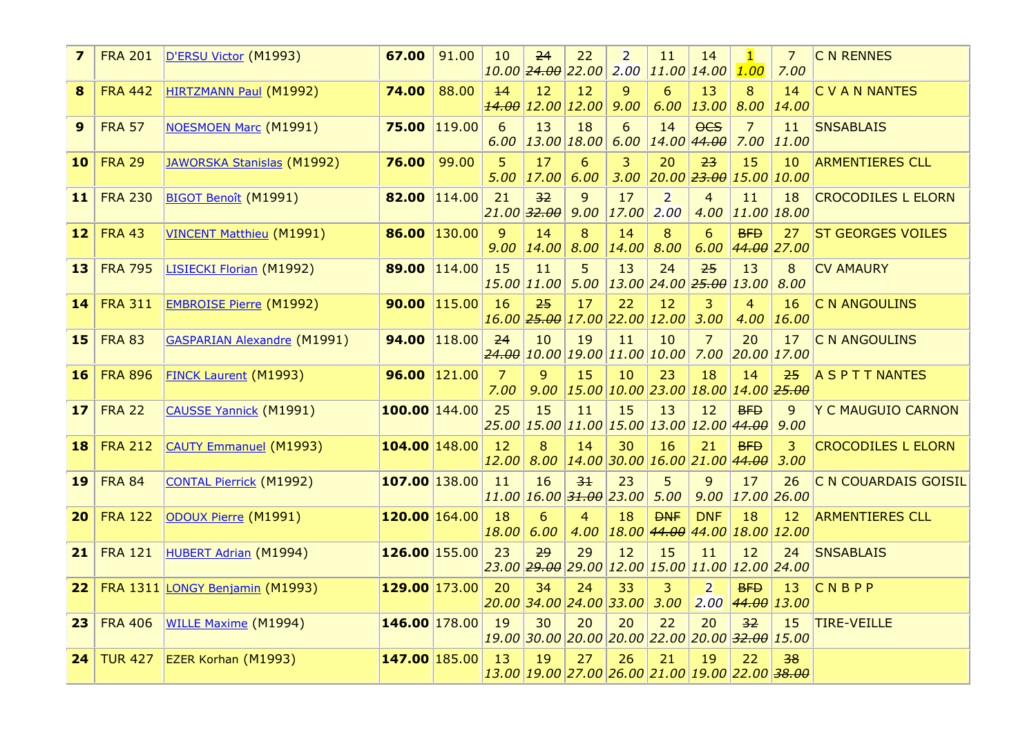| 7 | FRA 201 | D'ERSU Victor (M1993) | **67.00** | 91.00 | 10 *10.00* | ~~24~~ *~~24.00~~* | 22 *22.00* | 2 *2.00* | 11 *11.00* | 14 *14.00* | 1 *1.00* | 7 *7.00* | C N RENNES |
|---|---|---|---|---|---|---|---|---|---|---|---|---|---|
| **8** | FRA 442 | HIRTZMANN Paul (M1992) | **74.00** | 88.00 | ~~14~~ *~~14.00~~* | 12 *12.00* | 12 *12.00* | 9 *9.00* | 6 *6.00* | 13 *13.00* | 8 *8.00* | 14 *14.00* | C V A N NANTES |
| **9** | FRA 57 | NOESMOEN Marc (M1991) | **75.00** | 119.00 | 6 *6.00* | 13 *13.00* | 18 *18.00* | 6 *6.00* | 14 *14.00* | ~~OCS~~ *~~44.00~~* | 7 *7.00* | 11 *11.00* | SNSABLAIS |
| **10** | FRA 29 | JAWORSKA Stanislas (M1992) | **76.00** | 99.00 | 5 *5.00* | 17 *17.00* | 6 *6.00* | 3 *3.00* | 20 *20.00* | ~~23~~ *~~23.00~~* | 15 *15.00* | 10 *10.00* | ARMENTIERES CLL |
| **11** | FRA 230 | BIGOT Benoît (M1991) | **82.00** | 114.00 | 21 *21.00* | ~~32~~ *~~32.00~~* | 9 *9.00* | 17 *17.00* | 2 *2.00* | 4 *4.00* | 11 *11.00* | 18 *18.00* | CROCODILES L ELORN |
| **12** | FRA 43 | VINCENT Matthieu (M1991) | **86.00** | 130.00 | 9 *9.00* | 14 *14.00* | 8 *8.00* | 14 *14.00* | 8 *8.00* | 6 *6.00* | ~~BFD~~ *~~44.00~~* | 27 *27.00* | ST GEORGES VOILES |
| **13** | FRA 795 | LISIECKI Florian (M1992) | **89.00** | 114.00 | 15 *15.00* | 11 *11.00* | 5 *5.00* | 13 *13.00* | 24 *24.00* | ~~25~~ *~~25.00~~* | 13 *13.00* | 8 *8.00* | CV AMAURY |
| **14** | FRA 311 | EMBROISE Pierre (M1992) | **90.00** | 115.00 | 16 *16.00* | ~~25~~ *~~25.00~~* | 17 *17.00* | 22 *22.00* | 12 *12.00* | 3 *3.00* | 4 *4.00* | 16 *16.00* | C N ANGOULINS |
| **15** | FRA 83 | GASPARIAN Alexandre (M1991) | **94.00** | 118.00 | ~~24~~ *~~24.00~~* | 10 *10.00* | 19 *19.00* | 11 *11.00* | 10 *10.00* | 7 *7.00* | 20 *20.00* | 17 *17.00* | C N ANGOULINS |
| **16** | FRA 896 | FINCK Laurent (M1993) | **96.00** | 121.00 | 7 *7.00* | 9 *9.00* | 15 *15.00* | 10 *10.00* | 23 *23.00* | 18 *18.00* | 14 *14.00* | ~~25~~ *~~25.00~~* | A S P T T NANTES |
| **17** | FRA 22 | CAUSSE Yannick (M1991) | **100.00** | 144.00 | 25 *25.00* | 15 *15.00* | 11 *11.00* | 15 *15.00* | 13 *13.00* | 12 *12.00* | ~~BFD~~ *~~44.00~~* | 9 *9.00* | Y C MAUGUIO CARNON |
| **18** | FRA 212 | CAUTY Emmanuel (M1993) | **104.00** | 148.00 | 12 *12.00* | 8 *8.00* | 14 *14.00* | 30 *30.00* | 16 *16.00* | 21 *21.00* | ~~BFD~~ *~~44.00~~* | 3 *3.00* | CROCODILES L ELORN |
| **19** | FRA 84 | CONTAL Pierrick (M1992) | **107.00** | 138.00 | 11 *11.00* | 16 *16.00* | ~~31~~ *~~31.00~~* | 23 *23.00* | 5 *5.00* | 9 *9.00* | 17 *17.00* | 26 *26.00* | C N COUARDAIS GOISIL |
| **20** | FRA 122 | ODOUX Pierre (M1991) | **120.00** | 164.00 | 18 *18.00* | 6 *6.00* | 4 *4.00* | 18 *18.00* | ~~DNF~~ *~~44.00~~* | DNF *44.00* | 18 *18.00* | 12 *12.00* | ARMENTIERES CLL |
| **21** | FRA 121 | HUBERT Adrian (M1994) | **126.00** | 155.00 | 23 *23.00* | ~~29~~ *~~29.00~~* | 29 *29.00* | 12 *12.00* | 15 *15.00* | 11 *11.00* | 12 *12.00* | 24 *24.00* | SNSABLAIS |
| **22** | FRA 1311 | LONGY Benjamin (M1993) | **129.00** | 173.00 | 20 *20.00* | 34 *34.00* | 24 *24.00* | 33 *33.00* | 3 *3.00* | 2 *2.00* | ~~BFD~~ *~~44.00~~* | 13 *13.00* | C N B P P |
| **23** | FRA 406 | WILLE Maxime (M1994) | **146.00** | 178.00 | 19 *19.00* | 30 *30.00* | 20 *20.00* | 20 *20.00* | 22 *22.00* | 20 *20.00* | ~~32~~ *~~32.00~~* | 15 *15.00* | TIRE-VEILLE |
| **24** | TUR 427 | EZER Korhan (M1993) | **147.00** | 185.00 | 13 *13.00* | 19 *19.00* | 27 *27.00* | 26 *26.00* | 21 *21.00* | 19 *19.00* | 22 *22.00* | ~~38~~ *~~38.00~~* | |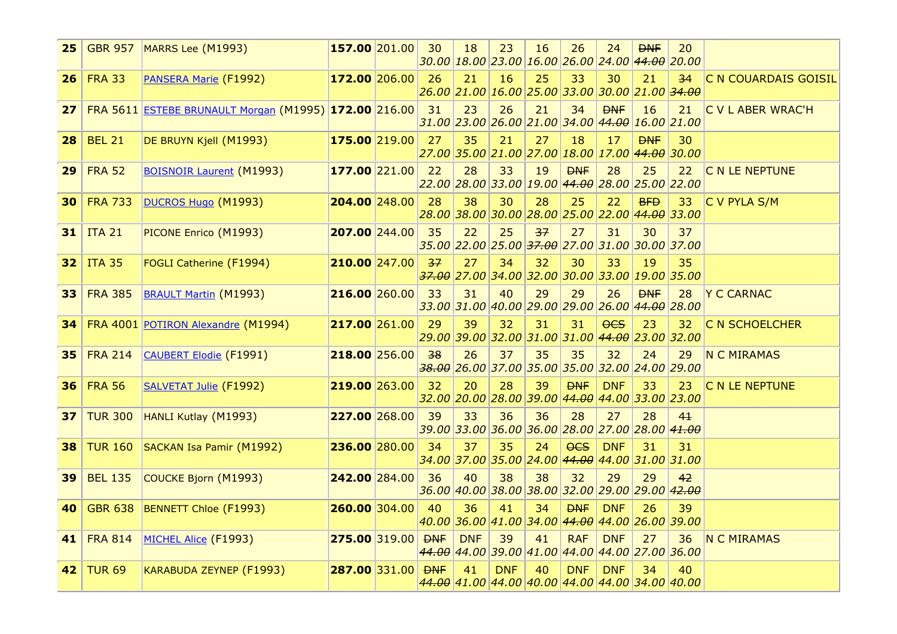| 25 | GBR 957 | MARRS Lee (M1993) | **157.00** | 201.00 | 30 30.00 | 18 18.00 | 23 23.00 | 16 16.00 | 26 26.00 | 24 24.00 | ~~DNF~~ ~~44.00~~ | 20 20.00 | |
|---|---|---|---|---|---|---|---|---|---|---|---|---|---|
| 26 | FRA 33 | PANSERA Marie (F1992) | **172.00** | 206.00 | 26 26.00 | 21 21.00 | 16 16.00 | 25 25.00 | 33 33.00 | 30 30.00 | 21 21.00 | ~~34~~ ~~34.00~~ | C N COUARDAIS GOISIL |
| 27 | FRA 5611 | ESTEBE BRUNAULT Morgan (M1995) | **172.00** | 216.00 | 31 31.00 | 23 23.00 | 26 26.00 | 21 21.00 | 34 34.00 | ~~DNF~~ ~~44.00~~ | 16 16.00 | 21 21.00 | C V L ABER WRAC'H |
| 28 | BEL 21 | DE BRUYN Kjell (M1993) | **175.00** | 219.00 | 27 27.00 | 35 35.00 | 21 21.00 | 27 27.00 | 18 18.00 | 17 17.00 | ~~DNF~~ ~~44.00~~ | 30 30.00 | |
| 29 | FRA 52 | BOISNOIR Laurent (M1993) | **177.00** | 221.00 | 22 22.00 | 28 28.00 | 33 33.00 | 19 19.00 | ~~DNF~~ ~~44.00~~ | 28 28.00 | 25 25.00 | 22 22.00 | C N LE NEPTUNE |
| 30 | FRA 733 | DUCROS Hugo (M1993) | **204.00** | 248.00 | 28 28.00 | 38 38.00 | 30 30.00 | 28 28.00 | 25 25.00 | 22 22.00 | ~~BFD~~ ~~44.00~~ | 33 33.00 | C V PYLA S/M |
| 31 | ITA 21 | PICONE Enrico (M1993) | **207.00** | 244.00 | 35 35.00 | 22 22.00 | 25 25.00 | ~~37~~ ~~37.00~~ | 27 27.00 | 31 31.00 | 30 30.00 | 37 37.00 | |
| 32 | ITA 35 | FOGLI Catherine (F1994) | **210.00** | 247.00 | ~~37~~ ~~37.00~~ | 27 27.00 | 34 34.00 | 32 32.00 | 30 30.00 | 33 33.00 | 19 19.00 | 35 35.00 | |
| 33 | FRA 385 | BRAULT Martin (M1993) | **216.00** | 260.00 | 33 33.00 | 31 31.00 | 40 40.00 | 29 29.00 | 29 29.00 | 26 26.00 | ~~DNF~~ ~~44.00~~ | 28 28.00 | Y C CARNAC |
| 34 | FRA 4001 | POTIRON Alexandre (M1994) | **217.00** | 261.00 | 29 29.00 | 39 39.00 | 32 32.00 | 31 31.00 | 31 31.00 | ~~OCS~~ ~~44.00~~ | 23 23.00 | 32 32.00 | C N SCHOELCHER |
| 35 | FRA 214 | CAUBERT Elodie (F1991) | **218.00** | 256.00 | ~~38~~ ~~38.00~~ | 26 26.00 | 37 37.00 | 35 35.00 | 35 35.00 | 32 32.00 | 24 24.00 | 29 29.00 | N C MIRAMAS |
| 36 | FRA 56 | SALVETAT Julie (F1992) | **219.00** | 263.00 | 32 32.00 | 20 20.00 | 28 28.00 | 39 39.00 | ~~DNF~~ ~~44.00~~ | DNF 44.00 | 33 33.00 | 23 23.00 | C N LE NEPTUNE |
| 37 | TUR 300 | HANLI Kutlay (M1993) | **227.00** | 268.00 | 39 39.00 | 33 33.00 | 36 36.00 | 36 36.00 | 28 28.00 | 27 27.00 | 28 28.00 | ~~41~~ ~~41.00~~ | |
| 38 | TUR 160 | SACKAN Isa Pamir (M1992) | **236.00** | 280.00 | 34 34.00 | 37 37.00 | 35 35.00 | 24 24.00 | ~~OCS~~ ~~44.00~~ | DNF 44.00 | 31 31.00 | 31 31.00 | |
| 39 | BEL 135 | COUCKE Bjorn (M1993) | **242.00** | 284.00 | 36 36.00 | 40 40.00 | 38 38.00 | 38 38.00 | 32 32.00 | 29 29.00 | 29 29.00 | ~~42~~ ~~42.00~~ | |
| 40 | GBR 638 | BENNETT Chloe (F1993) | **260.00** | 304.00 | 40 40.00 | 36 36.00 | 41 41.00 | 34 34.00 | ~~DNF~~ ~~44.00~~ | DNF 44.00 | 26 26.00 | 39 39.00 | |
| 41 | FRA 814 | MICHEL Alice (F1993) | **275.00** | 319.00 | ~~DNF~~ ~~44.00~~ | DNF 44.00 | 39 39.00 | 41 41.00 | RAF 44.00 | DNF 44.00 | 27 27.00 | 36 36.00 | N C MIRAMAS |
| 42 | TUR 69 | KARABUDA ZEYNEP (F1993) | **287.00** | 331.00 | ~~DNF~~ ~~44.00~~ | 41 41.00 | DNF 44.00 | 40 40.00 | DNF 44.00 | DNF 44.00 | 34 34.00 | 40 40.00 | |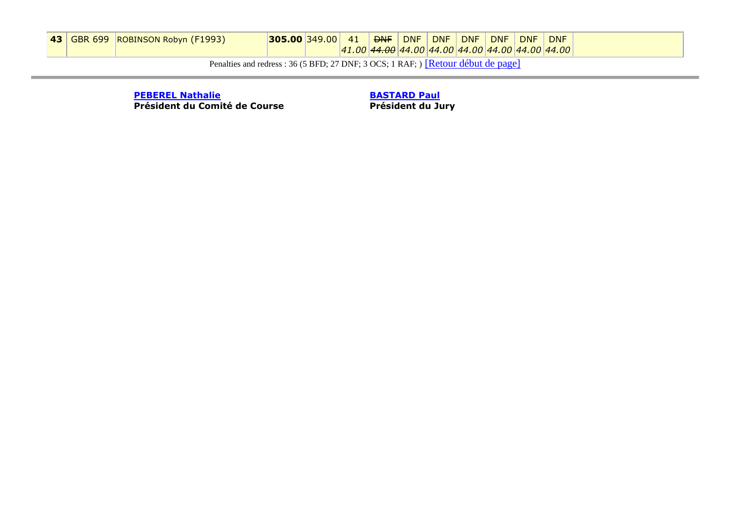| | | | | | | | | | | | | | |
|---|---|---|---|---|---|---|---|---|---|---|---|---|---|
| **43** | GBR 699 | ROBINSON Robyn (F1993) | **305.00** | 349.00 | 41 *41.00* | ~~DNF~~ *~~44.00~~* | DNF *44.00* | DNF *44.00* | DNF *44.00* | DNF *44.00* | DNF *44.00* | DNF *44.00* | |

Penalties and redress : 36 (5 BFD; 27 DNF; 3 OCS; 1 RAF; ) [Retour début de page]

---

**PEBEREL Nathalie**
**Président du Comité de Course**

**BASTARD Paul**
**Président du Jury**